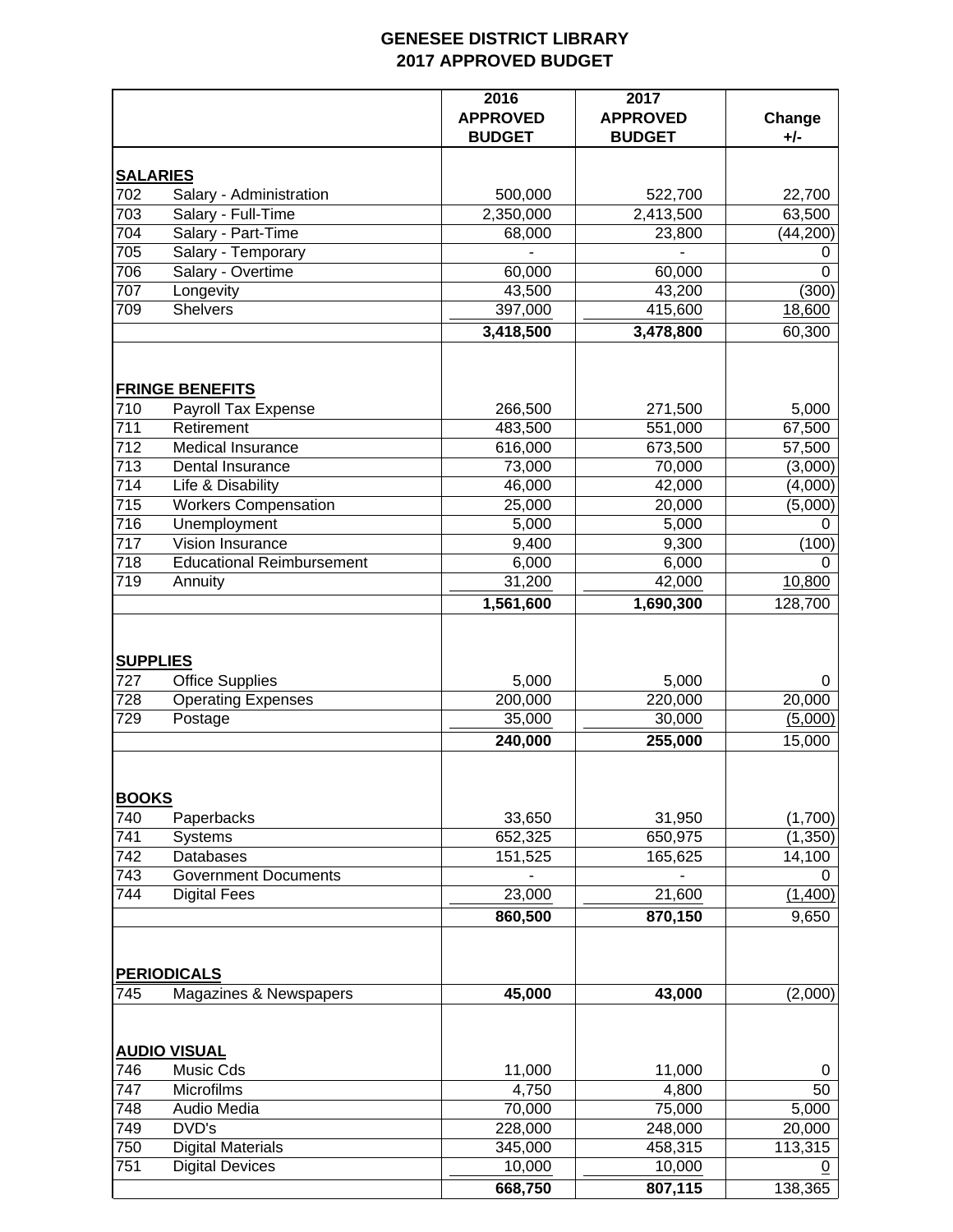# GENESEE DISTRICT LIBRARY
## 2017 APPROVED BUDGET

| | | 2016 APPROVED BUDGET | 2017 APPROVED BUDGET | Change +/- |
|---|---|---|---|---|
| **SALARIES** | | | | |
| 702 | Salary - Administration | 500,000 | 522,700 | 22,700 |
| 703 | Salary - Full-Time | 2,350,000 | 2,413,500 | 63,500 |
| 704 | Salary - Part-Time | 68,000 | 23,800 | (44,200) |
| 705 | Salary - Temporary | - | - | 0 |
| 706 | Salary - Overtime | 60,000 | 60,000 | 0 |
| 707 | Longevity | 43,500 | 43,200 | (300) |
| 709 | Shelvers | 397,000 | 415,600 | 18,600 |
| | | **3,418,500** | **3,478,800** | 60,300 |
| **FRINGE BENEFITS** | | | | |
| 710 | Payroll Tax Expense | 266,500 | 271,500 | 5,000 |
| 711 | Retirement | 483,500 | 551,000 | 67,500 |
| 712 | Medical Insurance | 616,000 | 673,500 | 57,500 |
| 713 | Dental Insurance | 73,000 | 70,000 | (3,000) |
| 714 | Life & Disability | 46,000 | 42,000 | (4,000) |
| 715 | Workers Compensation | 25,000 | 20,000 | (5,000) |
| 716 | Unemployment | 5,000 | 5,000 | 0 |
| 717 | Vision Insurance | 9,400 | 9,300 | (100) |
| 718 | Educational Reimbursement | 6,000 | 6,000 | 0 |
| 719 | Annuity | 31,200 | 42,000 | 10,800 |
| | | **1,561,600** | **1,690,300** | 128,700 |
| **SUPPLIES** | | | | |
| 727 | Office Supplies | 5,000 | 5,000 | 0 |
| 728 | Operating Expenses | 200,000 | 220,000 | 20,000 |
| 729 | Postage | 35,000 | 30,000 | (5,000) |
| | | **240,000** | **255,000** | 15,000 |
| **BOOKS** | | | | |
| 740 | Paperbacks | 33,650 | 31,950 | (1,700) |
| 741 | Systems | 652,325 | 650,975 | (1,350) |
| 742 | Databases | 151,525 | 165,625 | 14,100 |
| 743 | Government Documents | - | - | 0 |
| 744 | Digital Fees | 23,000 | 21,600 | (1,400) |
| | | **860,500** | **870,150** | 9,650 |
| **PERIODICALS** | | | | |
| 745 | Magazines & Newspapers | **45,000** | **43,000** | (2,000) |
| **AUDIO VISUAL** | | | | |
| 746 | Music Cds | 11,000 | 11,000 | 0 |
| 747 | Microfilms | 4,750 | 4,800 | 50 |
| 748 | Audio Media | 70,000 | 75,000 | 5,000 |
| 749 | DVD's | 228,000 | 248,000 | 20,000 |
| 750 | Digital Materials | 345,000 | 458,315 | 113,315 |
| 751 | Digital Devices | 10,000 | 10,000 | 0 |
| | | **668,750** | **807,115** | 138,365 |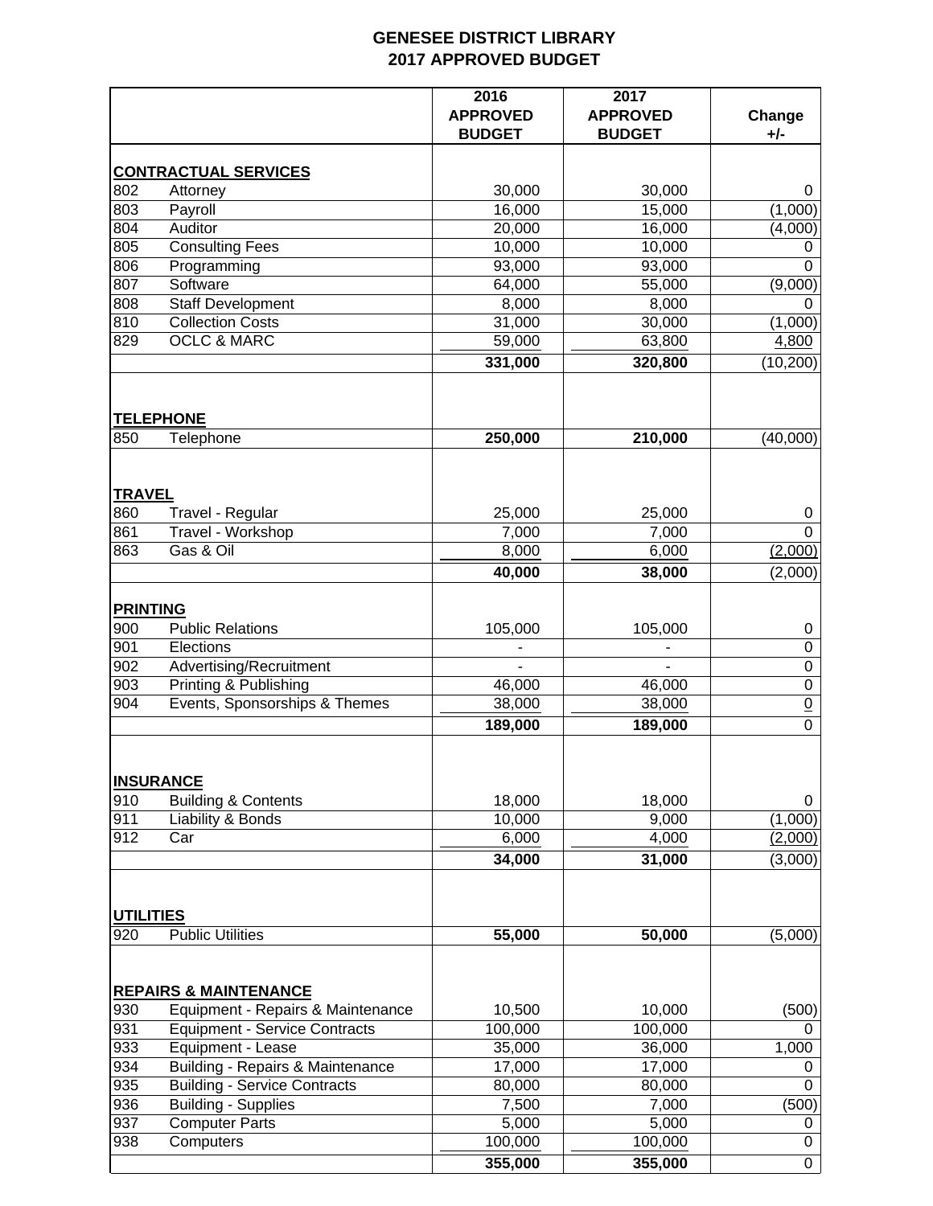# GENEESEE DISTRICT LIBRARY

## 2017 APPROVED BUDGET

| | | 2016 APPROVED BUDGET | 2017 APPROVED BUDGET | Change +/- |
|---|---|---|---|---|
| **CONTRACTUAL SERVICES** | | | | |
| 802 | Attorney | 30,000 | 30,000 | 0 |
| 803 | Payroll | 16,000 | 15,000 | (1,000) |
| 804 | Auditor | 20,000 | 16,000 | (4,000) |
| 805 | Consulting Fees | 10,000 | 10,000 | 0 |
| 806 | Programming | 93,000 | 93,000 | 0 |
| 807 | Software | 64,000 | 55,000 | (9,000) |
| 808 | Staff Development | 8,000 | 8,000 | 0 |
| 810 | Collection Costs | 31,000 | 30,000 | (1,000) |
| 829 | OCLC & MARC | 59,000 | 63,800 | 4,800 |
| | | **331,000** | **320,800** | (10,200) |
| **TELEPHONE** | | | | |
| 850 | Telephone | **250,000** | **210,000** | (40,000) |
| **TRAVEL** | | | | |
| 860 | Travel - Regular | 25,000 | 25,000 | 0 |
| 861 | Travel - Workshop | 7,000 | 7,000 | 0 |
| 863 | Gas & Oil | 8,000 | 6,000 | (2,000) |
| | | **40,000** | **38,000** | (2,000) |
| **PRINTING** | | | | |
| 900 | Public Relations | 105,000 | 105,000 | 0 |
| 901 | Elections | - | - | 0 |
| 902 | Advertising/Recruitment | - | - | 0 |
| 903 | Printing & Publishing | 46,000 | 46,000 | 0 |
| 904 | Events, Sponsorships & Themes | 38,000 | 38,000 | 0 |
| | | **189,000** | **189,000** | 0 |
| **INSURANCE** | | | | |
| 910 | Building & Contents | 18,000 | 18,000 | 0 |
| 911 | Liability & Bonds | 10,000 | 9,000 | (1,000) |
| 912 | Car | 6,000 | 4,000 | (2,000) |
| | | **34,000** | **31,000** | (3,000) |
| **UTILITIES** | | | | |
| 920 | Public Utilities | **55,000** | **50,000** | (5,000) |
| **REPAIRS & MAINTENANCE** | | | | |
| 930 | Equipment - Repairs & Maintenance | 10,500 | 10,000 | (500) |
| 931 | Equipment - Service Contracts | 100,000 | 100,000 | 0 |
| 933 | Equipment - Lease | 35,000 | 36,000 | 1,000 |
| 934 | Building - Repairs & Maintenance | 17,000 | 17,000 | 0 |
| 935 | Building - Service Contracts | 80,000 | 80,000 | 0 |
| 936 | Building - Supplies | 7,500 | 7,000 | (500) |
| 937 | Computer Parts | 5,000 | 5,000 | 0 |
| 938 | Computers | 100,000 | 100,000 | 0 |
| | | **355,000** | **355,000** | 0 |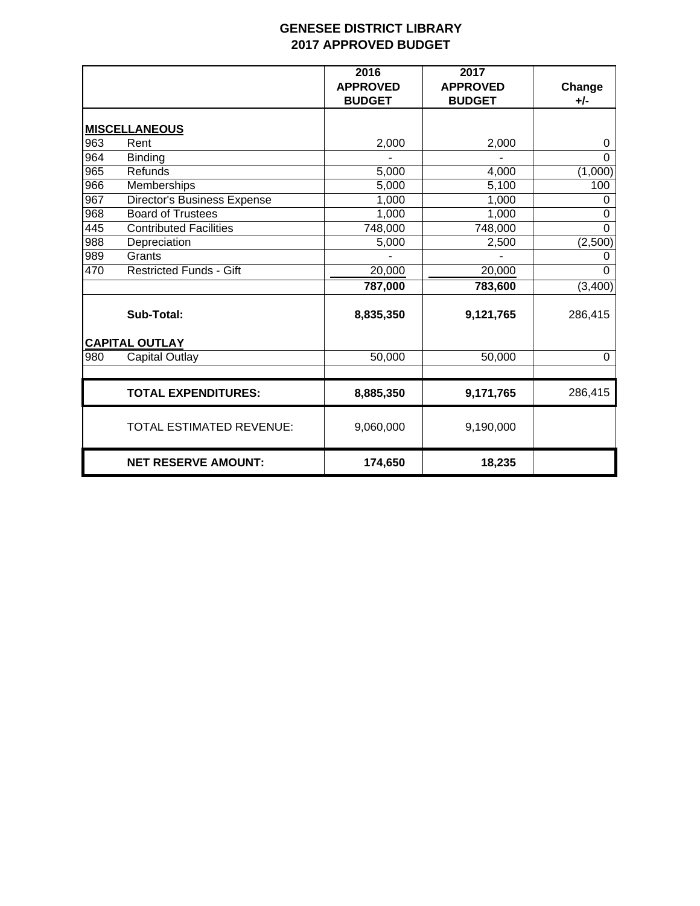# GENESEE DISTRICT LIBRARY
## 2017 APPROVED BUDGET

| | | 2016 APPROVED BUDGET | 2017 APPROVED BUDGET | Change +/- |
|---|---|---|---|---|
| **MISCELLANEOUS** | | | | |
| 963 | Rent | 2,000 | 2,000 | 0 |
| 964 | Binding | - | - | 0 |
| 965 | Refunds | 5,000 | 4,000 | (1,000) |
| 966 | Memberships | 5,000 | 5,100 | 100 |
| 967 | Director's Business Expense | 1,000 | 1,000 | 0 |
| 968 | Board of Trustees | 1,000 | 1,000 | 0 |
| 445 | Contributed Facilities | 748,000 | 748,000 | 0 |
| 988 | Depreciation | 5,000 | 2,500 | (2,500) |
| 989 | Grants | - | - | 0 |
| 470 | Restricted Funds - Gift | 20,000 | 20,000 | 0 |
| | | **787,000** | **783,600** | (3,400) |
| | **Sub-Total:** | **8,835,350** | **9,121,765** | 286,415 |
| **CAPITAL OUTLAY** | | | | |
| 980 | Capital Outlay | 50,000 | 50,000 | 0 |
| | **TOTAL EXPENDITURES:** | **8,885,350** | **9,171,765** | 286,415 |
| | TOTAL ESTIMATED REVENUE: | 9,060,000 | 9,190,000 | |
| | **NET RESERVE AMOUNT:** | **174,650** | **18,235** | |